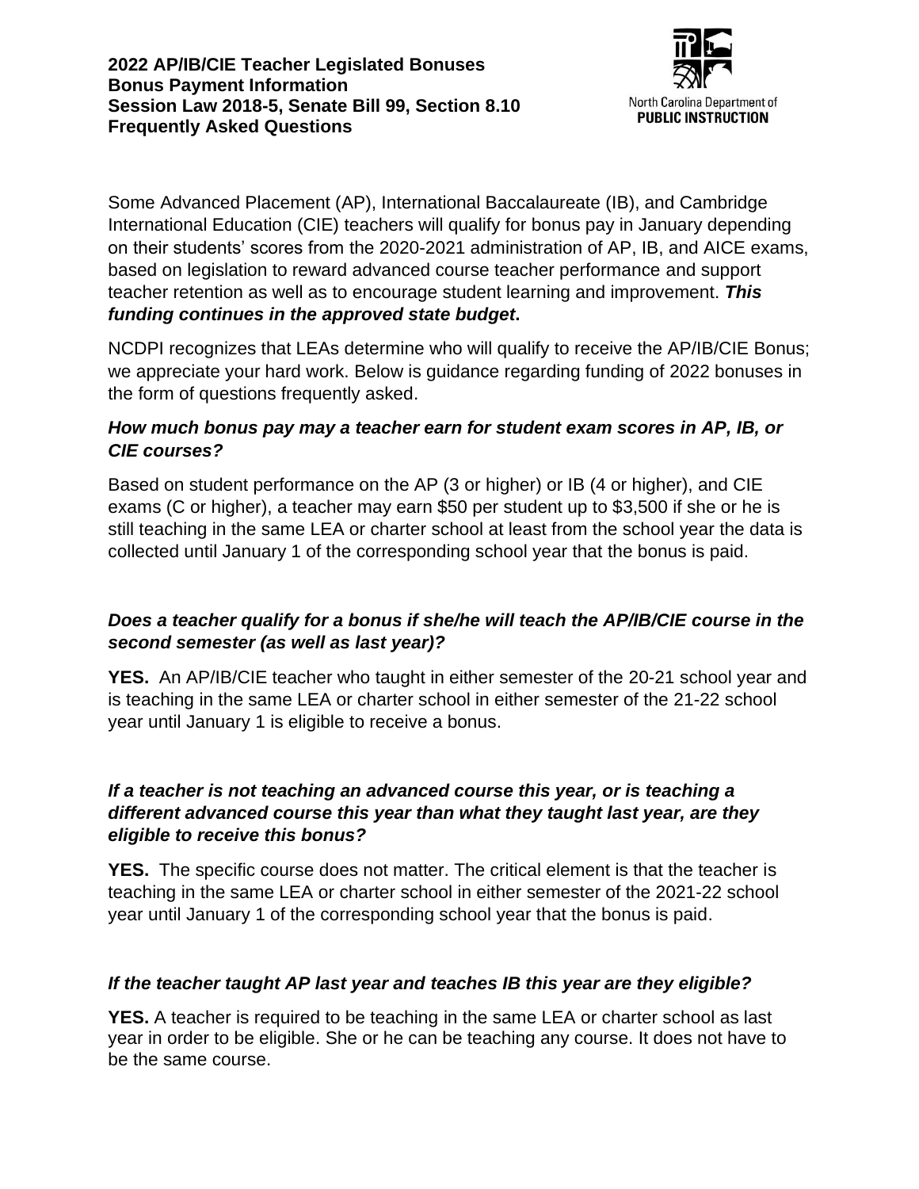# 2022 AP/IB/CIE Teacher Legislated Bonuses
# Bonus Payment Information
# Session Law 2018-5, Senate Bill 99, Section 8.10
# Frequently Asked Questions

North Carolina Department of **PUBLIC INSTRUCTION**

Some Advanced Placement (AP), International Baccalaureate (IB), and Cambridge International Education (CIE) teachers will qualify for bonus pay in January depending on their students' scores from the 2020-2021 administration of AP, IB, and AICE exams, based on legislation to reward advanced course teacher performance and support teacher retention as well as to encourage student learning and improvement. ***This funding continues in the approved state budget*.**

NCDPI recognizes that LEAs determine who will qualify to receive the AP/IB/CIE Bonus; we appreciate your hard work. Below is guidance regarding funding of 2022 bonuses in the form of questions frequently asked.

### *How much bonus pay may a teacher earn for student exam scores in AP, IB, or CIE courses?*

Based on student performance on the AP (3 or higher) or IB (4 or higher), and CIE exams (C or higher), a teacher may earn $50 per student up to $3,500 if she or he is still teaching in the same LEA or charter school at least from the school year the data is collected until January 1 of the corresponding school year that the bonus is paid.

### *Does a teacher qualify for a bonus if she/he will teach the AP/IB/CIE course in the second semester (as well as last year)?*

**YES.** An AP/IB/CIE teacher who taught in either semester of the 20-21 school year and is teaching in the same LEA or charter school in either semester of the 21-22 school year until January 1 is eligible to receive a bonus.

### *If a teacher is not teaching an advanced course this year, or is teaching a different advanced course this year than what they taught last year, are they eligible to receive this bonus?*

**YES.** The specific course does not matter. The critical element is that the teacher is teaching in the same LEA or charter school in either semester of the 2021-22 school year until January 1 of the corresponding school year that the bonus is paid.

### *If the teacher taught AP last year and teaches IB this year are they eligible?*

**YES.** A teacher is required to be teaching in the same LEA or charter school as last year in order to be eligible. She or he can be teaching any course. It does not have to be the same course.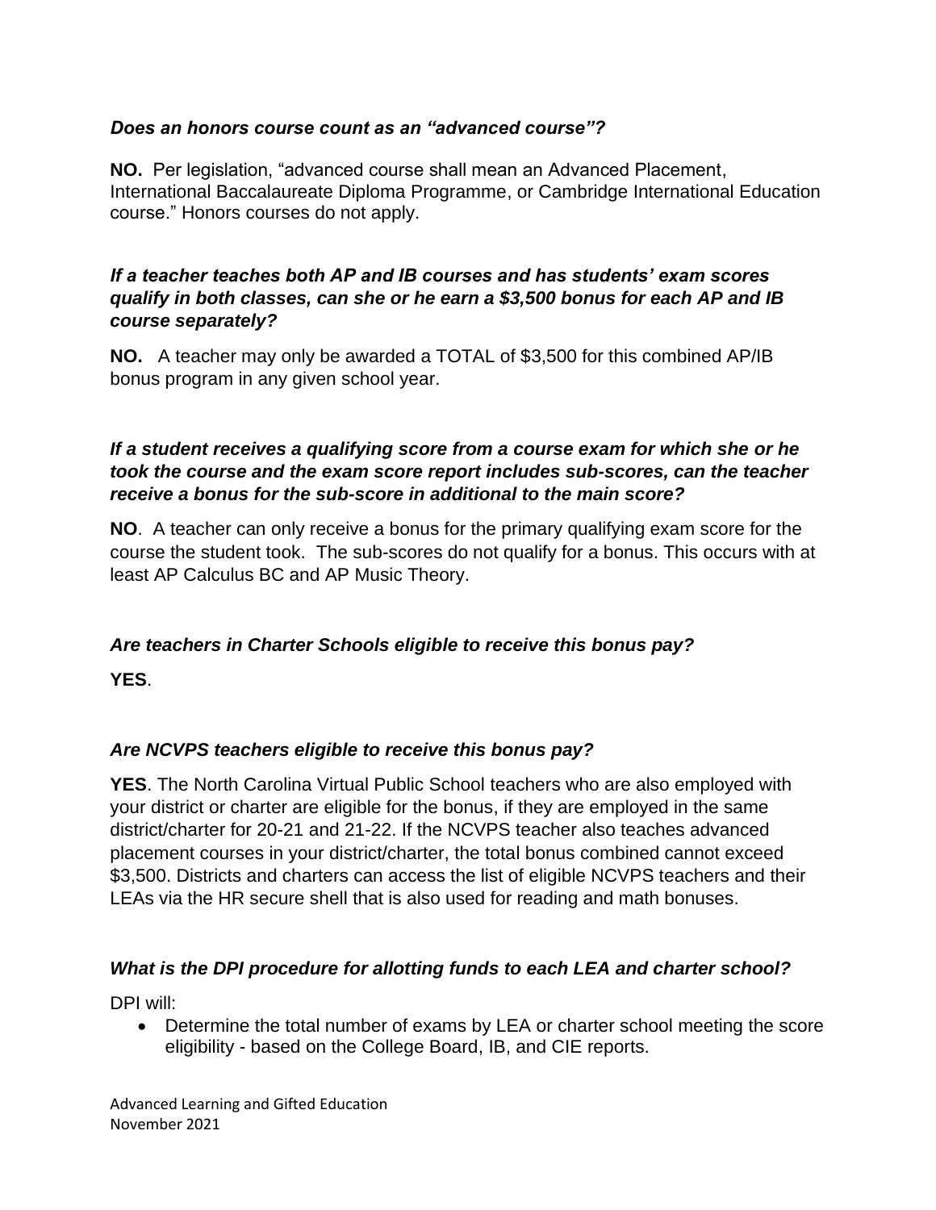### *Does an honors course count as an "advanced course"?*

**NO.** Per legislation, "advanced course shall mean an Advanced Placement, International Baccalaureate Diploma Programme, or Cambridge International Education course." Honors courses do not apply.

### *If a teacher teaches both AP and IB courses and has students' exam scores qualify in both classes, can she or he earn a $3,500 bonus for each AP and IB course separately?*

**NO.** A teacher may only be awarded a TOTAL of $3,500 for this combined AP/IB bonus program in any given school year.

### *If a student receives a qualifying score from a course exam for which she or he took the course and the exam score report includes sub-scores, can the teacher receive a bonus for the sub-score in additional to the main score?*

**NO**. A teacher can only receive a bonus for the primary qualifying exam score for the course the student took. The sub-scores do not qualify for a bonus. This occurs with at least AP Calculus BC and AP Music Theory.

### *Are teachers in Charter Schools eligible to receive this bonus pay?*

**YES**.

### *Are NCVPS teachers eligible to receive this bonus pay?*

**YES**. The North Carolina Virtual Public School teachers who are also employed with your district or charter are eligible for the bonus, if they are employed in the same district/charter for 20-21 and 21-22. If the NCVPS teacher also teaches advanced placement courses in your district/charter, the total bonus combined cannot exceed $3,500. Districts and charters can access the list of eligible NCVPS teachers and their LEAs via the HR secure shell that is also used for reading and math bonuses.

### *What is the DPI procedure for allotting funds to each LEA and charter school?*

DPI will:

- Determine the total number of exams by LEA or charter school meeting the score eligibility - based on the College Board, IB, and CIE reports.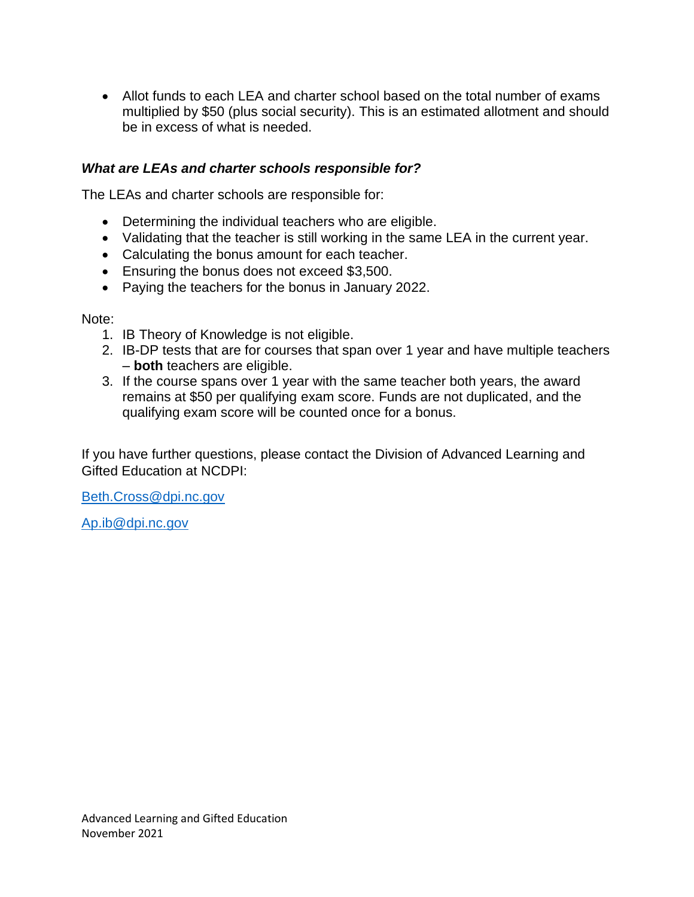- Allot funds to each LEA and charter school based on the total number of exams multiplied by $50 (plus social security). This is an estimated allotment and should be in excess of what is needed.

### ***What are LEAs and charter schools responsible for?***

The LEAs and charter schools are responsible for:

- Determining the individual teachers who are eligible.
- Validating that the teacher is still working in the same LEA in the current year.
- Calculating the bonus amount for each teacher.
- Ensuring the bonus does not exceed $3,500.
- Paying the teachers for the bonus in January 2022.

Note:

1. IB Theory of Knowledge is not eligible.
2. IB-DP tests that are for courses that span over 1 year and have multiple teachers – **both** teachers are eligible.
3. If the course spans over 1 year with the same teacher both years, the award remains at $50 per qualifying exam score. Funds are not duplicated, and the qualifying exam score will be counted once for a bonus.

If you have further questions, please contact the Division of Advanced Learning and Gifted Education at NCDPI:

[Beth.Cross@dpi.nc.gov](mailto:Beth.Cross@dpi.nc.gov)

[Ap.ib@dpi.nc.gov](mailto:Ap.ib@dpi.nc.gov)

Advanced Learning and Gifted Education
November 2021